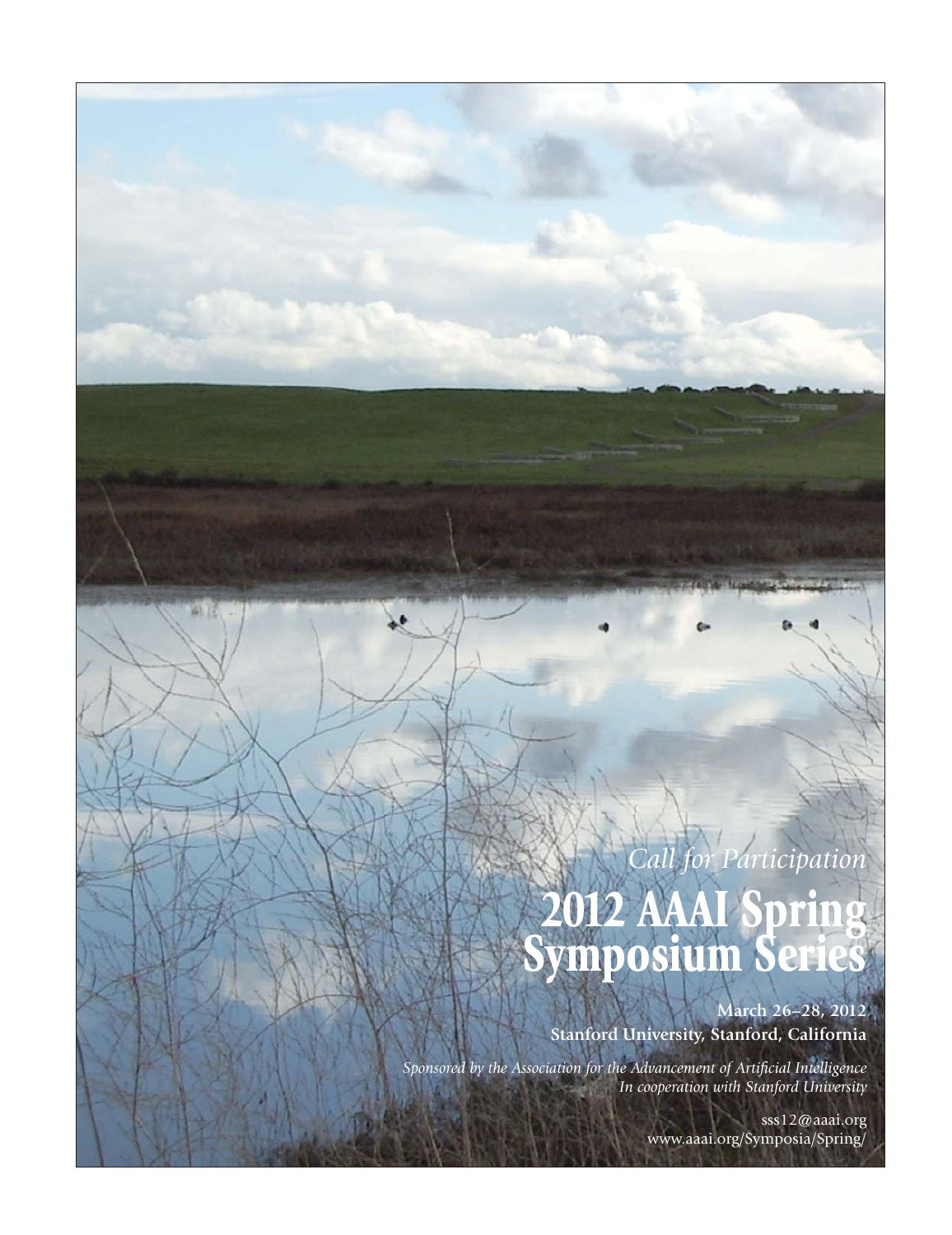*Call for Participation*

# 2012 AAAI Spring Symposium Series

**March 26–28, 2012**

**Stanford University, Stanford, California**

*Sponsored by the Association for the Advancement of Artificial Intelligence*
*In cooperation with Stanford University*

sss12@aaai.org
www.aaai.org/Symposia/Spring/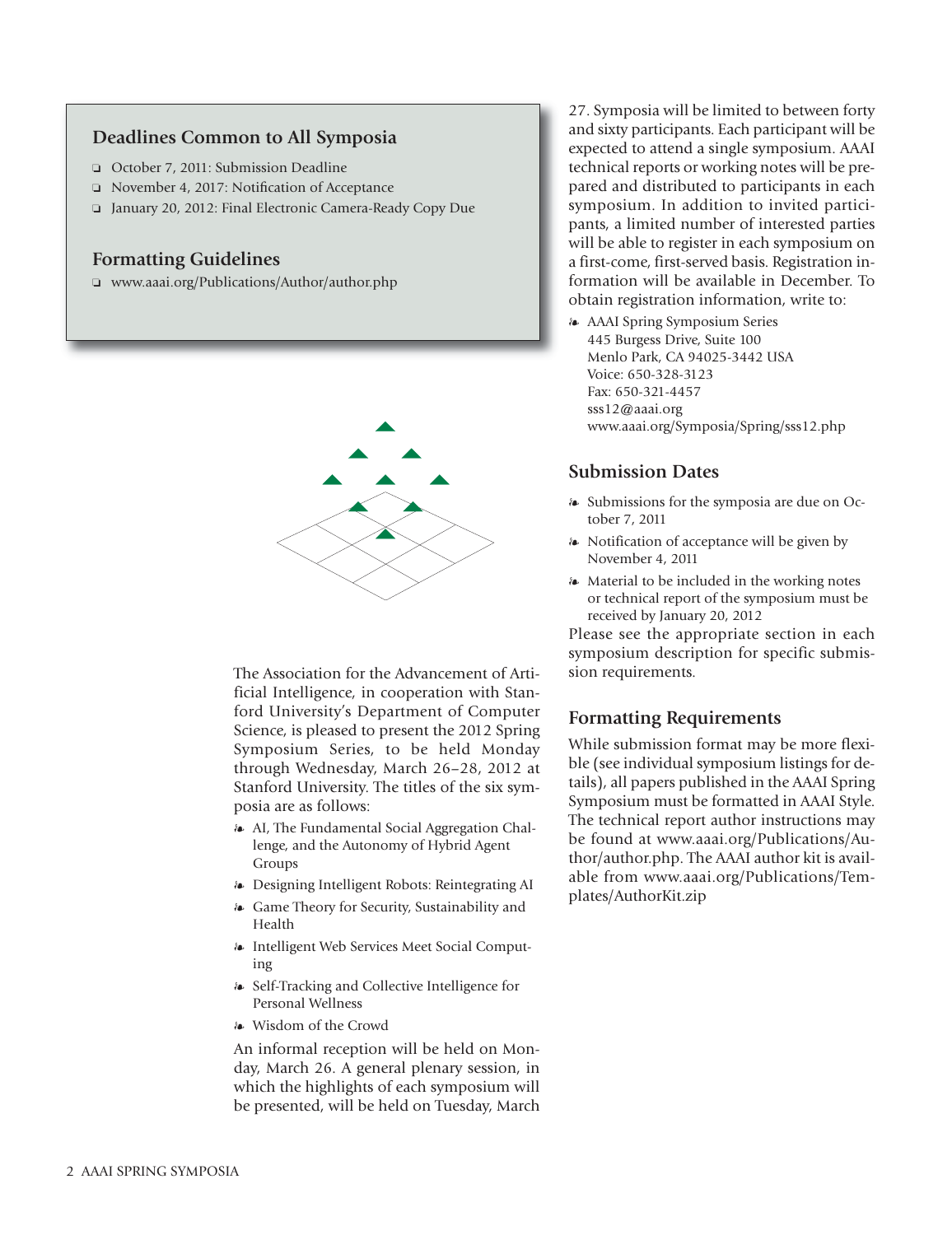## Deadlines Common to All Symposia

- October 7, 2011: Submission Deadline
- November 4, 2017: Notification of Acceptance
- January 20, 2012: Final Electronic Camera-Ready Copy Due

## Formatting Guidelines

- www.aaai.org/Publications/Author/author.php

The Association for the Advancement of Artificial Intelligence, in cooperation with Stanford University's Department of Computer Science, is pleased to present the 2012 Spring Symposium Series, to be held Monday through Wednesday, March 26–28, 2012 at Stanford University. The titles of the six symposia are as follows:

- AI, The Fundamental Social Aggregation Challenge, and the Autonomy of Hybrid Agent Groups
- Designing Intelligent Robots: Reintegrating AI
- Game Theory for Security, Sustainability and Health
- Intelligent Web Services Meet Social Computing
- Self-Tracking and Collective Intelligence for Personal Wellness
- Wisdom of the Crowd

An informal reception will be held on Monday, March 26. A general plenary session, in which the highlights of each symposium will be presented, will be held on Tuesday, March 27. Symposia will be limited to between forty and sixty participants. Each participant will be expected to attend a single symposium. AAAI technical reports or working notes will be prepared and distributed to participants in each symposium. In addition to invited participants, a limited number of interested parties will be able to register in each symposium on a first-come, first-served basis. Registration information will be available in December. To obtain registration information, write to:

- AAAI Spring Symposium Series  
  445 Burgess Drive, Suite 100  
  Menlo Park, CA 94025-3442 USA  
  Voice: 650-328-3123  
  Fax: 650-321-4457  
  sss12@aaai.org  
  www.aaai.org/Symposia/Spring/sss12.php

## Submission Dates

- Submissions for the symposia are due on October 7, 2011
- Notification of acceptance will be given by November 4, 2011
- Material to be included in the working notes or technical report of the symposium must be received by January 20, 2012

Please see the appropriate section in each symposium description for specific submission requirements.

## Formatting Requirements

While submission format may be more flexible (see individual symposium listings for details), all papers published in the AAAI Spring Symposium must be formatted in AAAI Style. The technical report author instructions may be found at www.aaai.org/Publications/Author/author.php. The AAAI author kit is available from www.aaai.org/Publications/Templates/AuthorKit.zip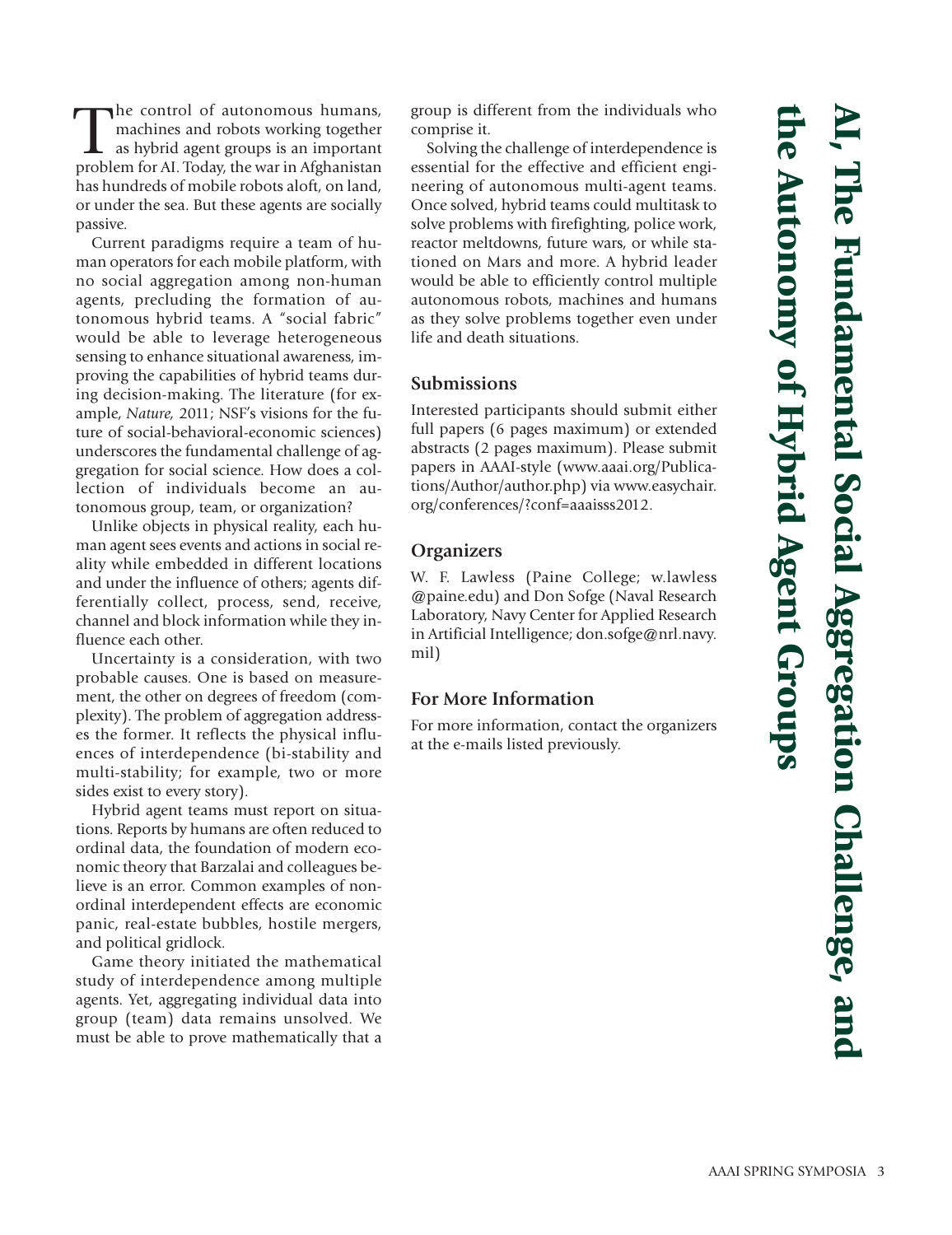# AI, The Fundamental Social Aggregation Challenge, and the Autonomy of Hybrid Agent Groups

The control of autonomous humans, machines and robots working together as hybrid agent groups is an important problem for AI. Today, the war in Afghanistan has hundreds of mobile robots aloft, on land, or under the sea. But these agents are socially passive.

Current paradigms require a team of human operators for each mobile platform, with no social aggregation among non-human agents, precluding the formation of autonomous hybrid teams. A "social fabric" would be able to leverage heterogeneous sensing to enhance situational awareness, improving the capabilities of hybrid teams during decision-making. The literature (for example, *Nature*, 2011; NSF's visions for the future of social-behavioral-economic sciences) underscores the fundamental challenge of aggregation for social science. How does a collection of individuals become an autonomous group, team, or organization?

Unlike objects in physical reality, each human agent sees events and actions in social reality while embedded in different locations and under the influence of others; agents differentially collect, process, send, receive, channel and block information while they influence each other.

Uncertainty is a consideration, with two probable causes. One is based on measurement, the other on degrees of freedom (complexity). The problem of aggregation addresses the former. It reflects the physical influences of interdependence (bi-stability and multi-stability; for example, two or more sides exist to every story).

Hybrid agent teams must report on situations. Reports by humans are often reduced to ordinal data, the foundation of modern economic theory that Barzalai and colleagues believe is an error. Common examples of nonordinal interdependent effects are economic panic, real-estate bubbles, hostile mergers, and political gridlock.

Game theory initiated the mathematical study of interdependence among multiple agents. Yet, aggregating individual data into group (team) data remains unsolved. We must be able to prove mathematically that a group is different from the individuals who comprise it.

Solving the challenge of interdependence is essential for the effective and efficient engineering of autonomous multi-agent teams. Once solved, hybrid teams could multitask to solve problems with firefighting, police work, reactor meltdowns, future wars, or while stationed on Mars and more. A hybrid leader would be able to efficiently control multiple autonomous robots, machines and humans as they solve problems together even under life and death situations.

## Submissions

Interested participants should submit either full papers (6 pages maximum) or extended abstracts (2 pages maximum). Please submit papers in AAAI-style (www.aaai.org/Publications/Author/author.php) via www.easychair.org/conferences/?conf=aaaisss2012.

## Organizers

W. F. Lawless (Paine College; w.lawless@paine.edu) and Don Sofge (Naval Research Laboratory, Navy Center for Applied Research in Artificial Intelligence; don.sofge@nrl.navy.mil)

## For More Information

For more information, contact the organizers at the e-mails listed previously.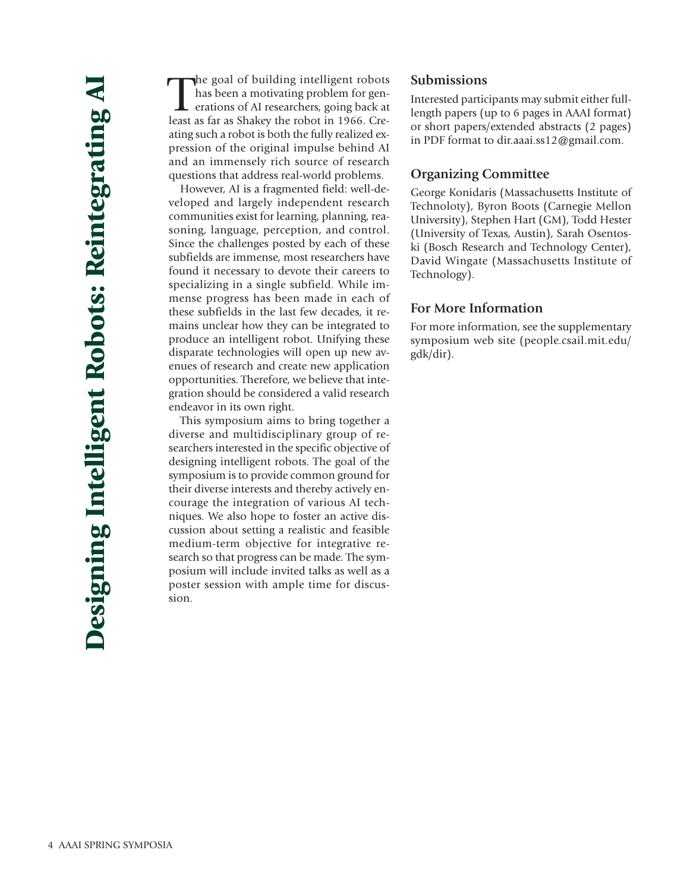# Designing Intelligent Robots: Reintegrating AI

The goal of building intelligent robots has been a motivating problem for generations of AI researchers, going back at least as far as Shakey the robot in 1966. Creating such a robot is both the fully realized expression of the original impulse behind AI and an immensely rich source of research questions that address real-world problems.

However, AI is a fragmented field: well-developed and largely independent research communities exist for learning, planning, reasoning, language, perception, and control. Since the challenges posted by each of these subfields are immense, most researchers have found it necessary to devote their careers to specializing in a single subfield. While immense progress has been made in each of these subfields in the last few decades, it remains unclear how they can be integrated to produce an intelligent robot. Unifying these disparate technologies will open up new avenues of research and create new application opportunities. Therefore, we believe that integration should be considered a valid research endeavor in its own right.

This symposium aims to bring together a diverse and multidisciplinary group of researchers interested in the specific objective of designing intelligent robots. The goal of the symposium is to provide common ground for their diverse interests and thereby actively encourage the integration of various AI techniques. We also hope to foster an active discussion about setting a realistic and feasible medium-term objective for integrative research so that progress can be made. The symposium will include invited talks as well as a poster session with ample time for discussion.

## Submissions

Interested participants may submit either full-length papers (up to 6 pages in AAAI format) or short papers/extended abstracts (2 pages) in PDF format to dir.aaai.ss12@gmail.com.

## Organizing Committee

George Konidaris (Massachusetts Institute of Technoloty), Byron Boots (Carnegie Mellon University), Stephen Hart (GM), Todd Hester (University of Texas, Austin), Sarah Osentoski (Bosch Research and Technology Center), David Wingate (Massachusetts Institute of Technology).

## For More Information

For more information, see the supplementary symposium web site (people.csail.mit.edu/gdk/dir).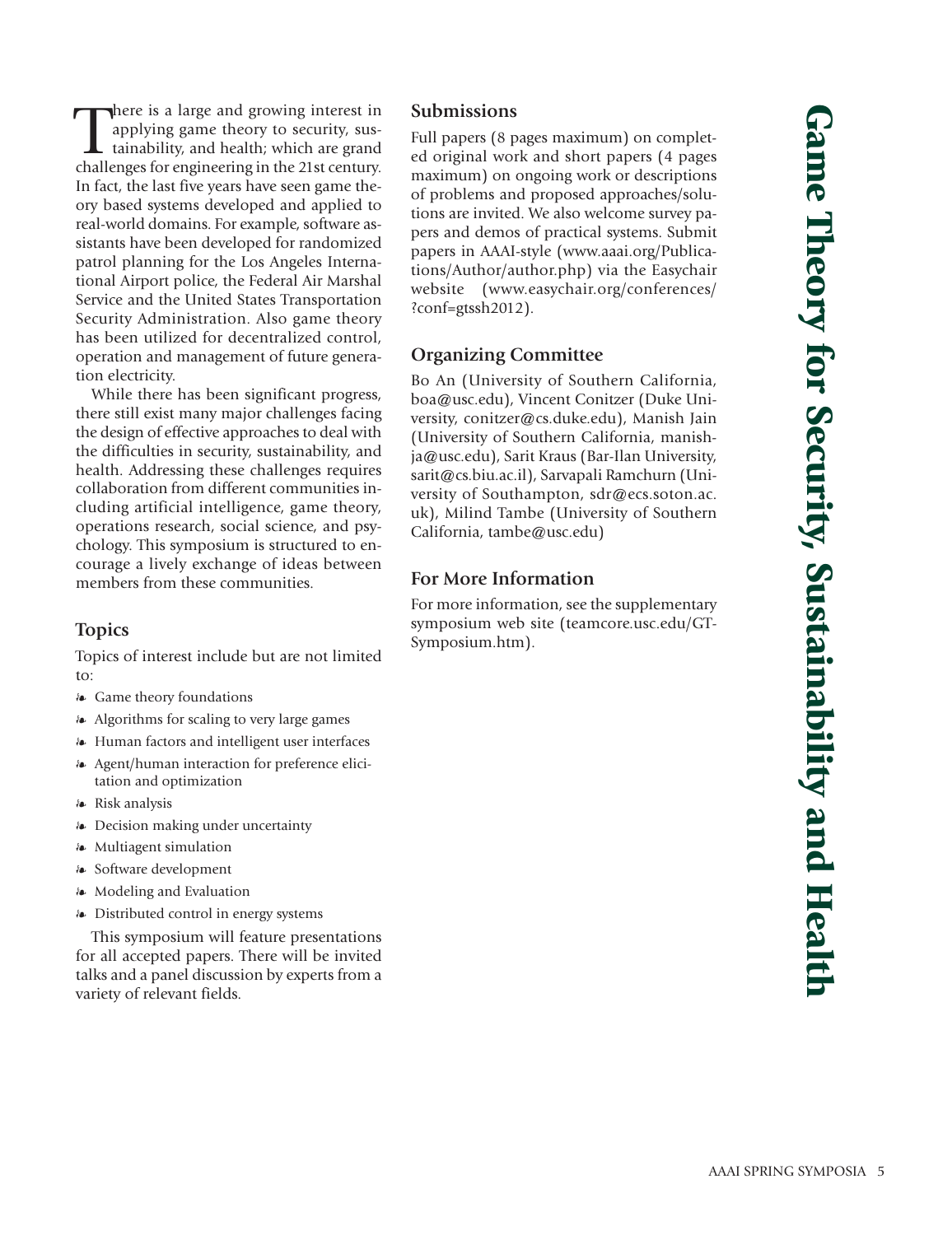# Game Theory for Security, Sustainability and Health

There is a large and growing interest in applying game theory to security, sustainability, and health; which are grand challenges for engineering in the 21st century. In fact, the last five years have seen game theory based systems developed and applied to real-world domains. For example, software assistants have been developed for randomized patrol planning for the Los Angeles International Airport police, the Federal Air Marshal Service and the United States Transportation Security Administration. Also game theory has been utilized for decentralized control, operation and management of future generation electricity.

While there has been significant progress, there still exist many major challenges facing the design of effective approaches to deal with the difficulties in security, sustainability, and health. Addressing these challenges requires collaboration from different communities including artificial intelligence, game theory, operations research, social science, and psychology. This symposium is structured to encourage a lively exchange of ideas between members from these communities.

## Topics

Topics of interest include but are not limited to:

- Game theory foundations
- Algorithms for scaling to very large games
- Human factors and intelligent user interfaces
- Agent/human interaction for preference elicitation and optimization
- Risk analysis
- Decision making under uncertainty
- Multiagent simulation
- Software development
- Modeling and Evaluation
- Distributed control in energy systems

This symposium will feature presentations for all accepted papers. There will be invited talks and a panel discussion by experts from a variety of relevant fields.

## Submissions

Full papers (8 pages maximum) on completed original work and short papers (4 pages maximum) on ongoing work or descriptions of problems and proposed approaches/solutions are invited. We also welcome survey papers and demos of practical systems. Submit papers in AAAI-style (www.aaai.org/Publications/Author/author.php) via the Easychair website (www.easychair.org/conferences/?conf=gtssh2012).

## Organizing Committee

Bo An (University of Southern California, boa@usc.edu), Vincent Conitzer (Duke University, conitzer@cs.duke.edu), Manish Jain (University of Southern California, manishja@usc.edu), Sarit Kraus (Bar-Ilan University, sarit@cs.biu.ac.il), Sarvapali Ramchurn (University of Southampton, sdr@ecs.soton.ac.uk), Milind Tambe (University of Southern California, tambe@usc.edu)

## For More Information

For more information, see the supplementary symposium web site (teamcore.usc.edu/GT-Symposium.htm).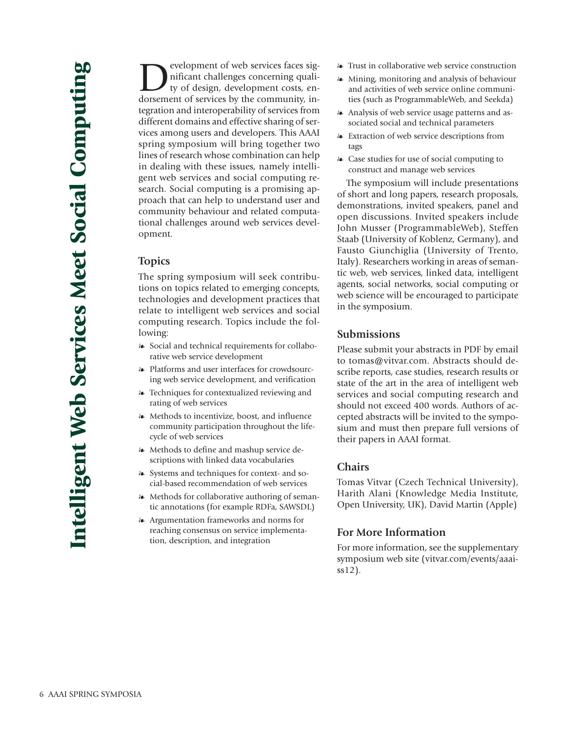# Intelligent Web Services Meet Social Computing

Development of web services faces significant challenges concerning quality of design, development costs, endorsement of services by the community, integration and interoperability of services from different domains and effective sharing of services among users and developers. This AAAI spring symposium will bring together two lines of research whose combination can help in dealing with these issues, namely intelligent web services and social computing research. Social computing is a promising approach that can help to understand user and community behaviour and related computational challenges around web services development.

## Topics

The spring symposium will seek contributions on topics related to emerging concepts, technologies and development practices that relate to intelligent web services and social computing research. Topics include the following:

- Social and technical requirements for collaborative web service development
- Platforms and user interfaces for crowdsourcing web service development, and verification
- Techniques for contextualized reviewing and rating of web services
- Methods to incentivize, boost, and influence community participation throughout the lifecycle of web services
- Methods to define and mashup service descriptions with linked data vocabularies
- Systems and techniques for context- and social-based recommendation of web services
- Methods for collaborative authoring of semantic annotations (for example RDFa, SAWSDL)
- Argumentation frameworks and norms for reaching consensus on service implementation, description, and integration
- Trust in collaborative web service construction
- Mining, monitoring and analysis of behaviour and activities of web service online communities (such as ProgrammableWeb, and Seekda)
- Analysis of web service usage patterns and associated social and technical parameters
- Extraction of web service descriptions from tags
- Case studies for use of social computing to construct and manage web services

The symposium will include presentations of short and long papers, research proposals, demonstrations, invited speakers, panel and open discussions. Invited speakers include John Musser (ProgrammableWeb), Steffen Staab (University of Koblenz, Germany), and Fausto Giunchiglia (University of Trento, Italy). Researchers working in areas of semantic web, web services, linked data, intelligent agents, social networks, social computing or web science will be encouraged to participate in the symposium.

## Submissions

Please submit your abstracts in PDF by email to tomas@vitvar.com. Abstracts should describe reports, case studies, research results or state of the art in the area of intelligent web services and social computing research and should not exceed 400 words. Authors of accepted abstracts will be invited to the symposium and must then prepare full versions of their papers in AAAI format.

## Chairs

Tomas Vitvar (Czech Technical University), Harith Alani (Knowledge Media Institute, Open University, UK), David Martin (Apple)

## For More Information

For more information, see the supplementary symposium web site (vitvar.com/events/aaai-ss12).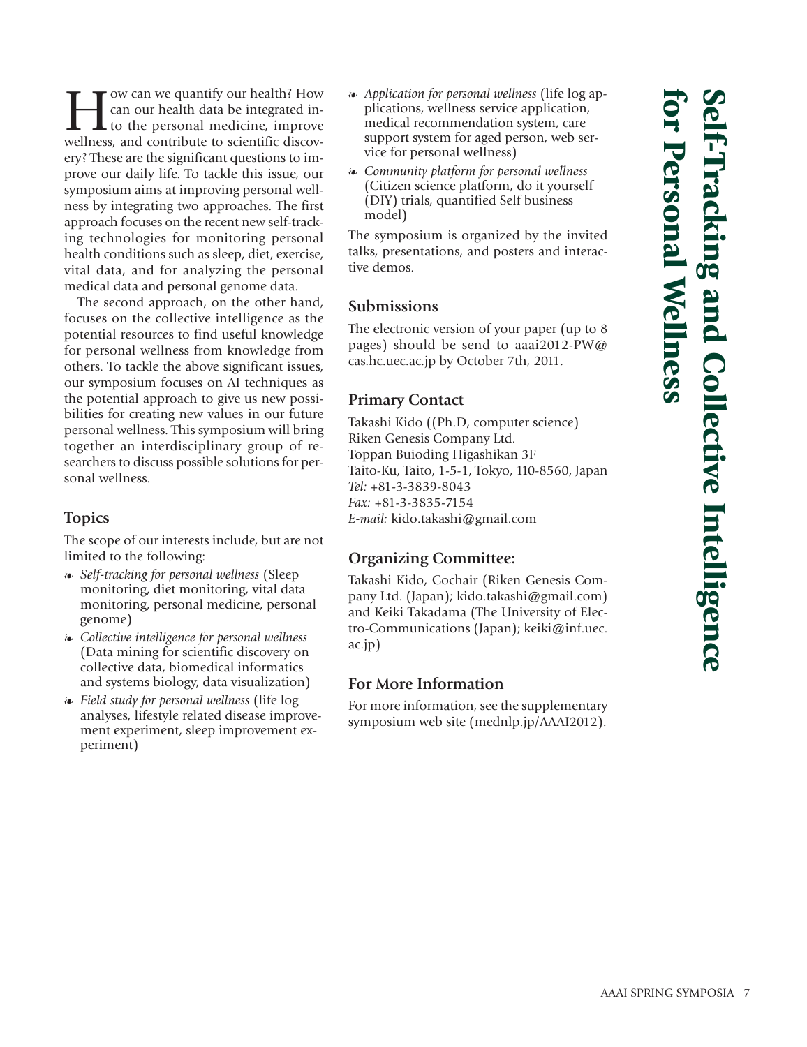# Self-Tracking and Collective Intelligence for Personal Wellness

How can we quantify our health? How can our health data be integrated into the personal medicine, improve wellness, and contribute to scientific discovery? These are the significant questions to improve our daily life. To tackle this issue, our symposium aims at improving personal wellness by integrating two approaches. The first approach focuses on the recent new self-tracking technologies for monitoring personal health conditions such as sleep, diet, exercise, vital data, and for analyzing the personal medical data and personal genome data.

The second approach, on the other hand, focuses on the collective intelligence as the potential resources to find useful knowledge for personal wellness from knowledge from others. To tackle the above significant issues, our symposium focuses on AI techniques as the potential approach to give us new possibilities for creating new values in our future personal wellness. This symposium will bring together an interdisciplinary group of researchers to discuss possible solutions for personal wellness.

## Topics

The scope of our interests include, but are not limited to the following:

- *Self-tracking for personal wellness* (Sleep monitoring, diet monitoring, vital data monitoring, personal medicine, personal genome)
- *Collective intelligence for personal wellness* (Data mining for scientific discovery on collective data, biomedical informatics and systems biology, data visualization)
- *Field study for personal wellness* (life log analyses, lifestyle related disease improvement experiment, sleep improvement experiment)
- *Application for personal wellness* (life log applications, wellness service application, medical recommendation system, care support system for aged person, web service for personal wellness)
- *Community platform for personal wellness* (Citizen science platform, do it yourself (DIY) trials, quantified Self business model)

The symposium is organized by the invited talks, presentations, and posters and interactive demos.

## Submissions

The electronic version of your paper (up to 8 pages) should be send to aaai2012-PW@cas.hc.uec.ac.jp by October 7th, 2011.

## Primary Contact

Takashi Kido ((Ph.D, computer science)
Riken Genesis Company Ltd.
Toppan Buioding Higashikan 3F
Taito-Ku, Taito, 1-5-1, Tokyo, 110-8560, Japan
*Tel:* +81-3-3839-8043
*Fax:* +81-3-3835-7154
*E-mail:* kido.takashi@gmail.com

## Organizing Committee:

Takashi Kido, Cochair (Riken Genesis Company Ltd. (Japan); kido.takashi@gmail.com) and Keiki Takadama (The University of Electro-Communications (Japan); keiki@inf.uec.ac.jp)

## For More Information

For more information, see the supplementary symposium web site (mednlp.jp/AAAI2012).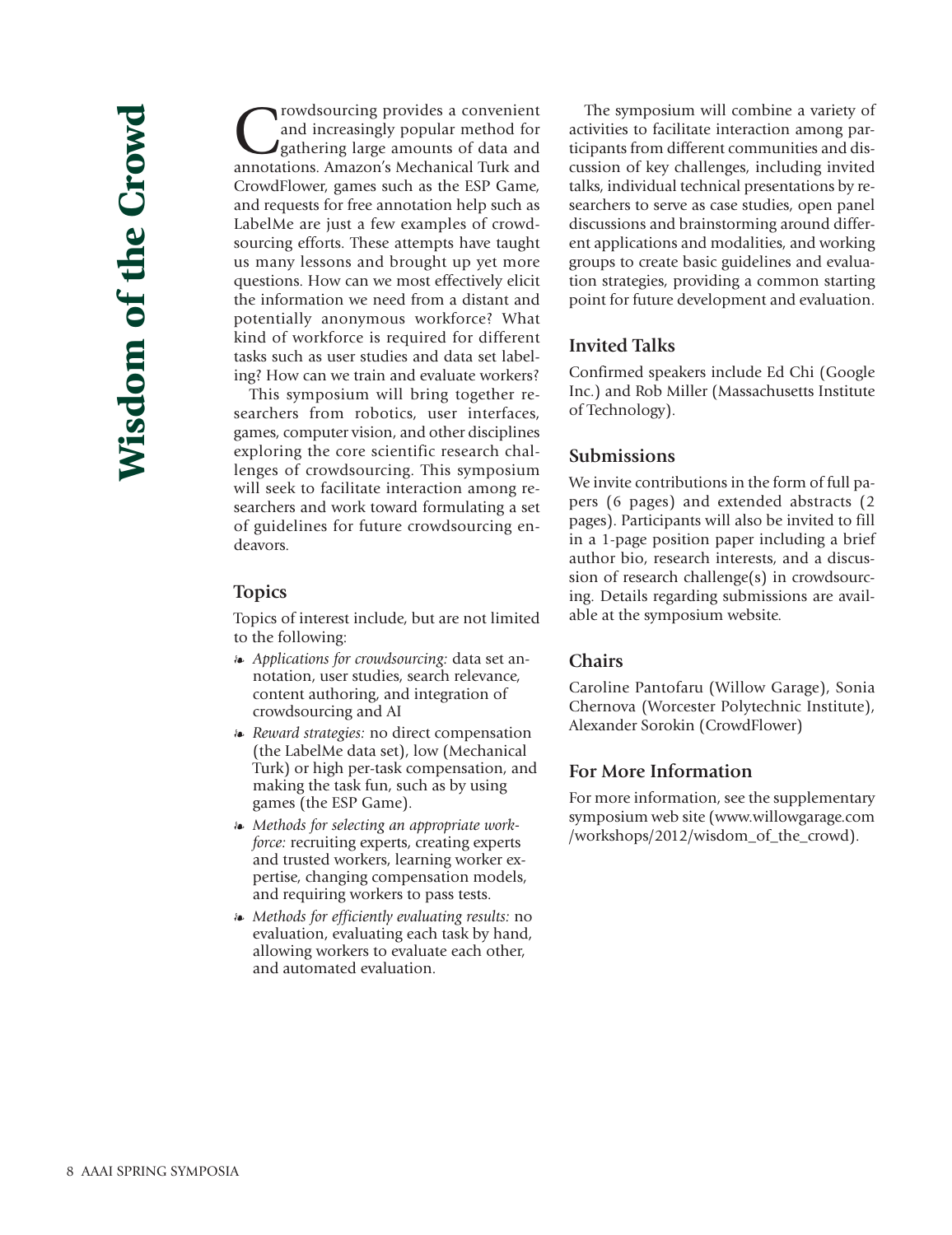# Wisdom of the Crowd

Crowdsourcing provides a convenient and increasingly popular method for gathering large amounts of data and annotations. Amazon's Mechanical Turk and CrowdFlower, games such as the ESP Game, and requests for free annotation help such as LabelMe are just a few examples of crowdsourcing efforts. These attempts have taught us many lessons and brought up yet more questions. How can we most effectively elicit the information we need from a distant and potentially anonymous workforce? What kind of workforce is required for different tasks such as user studies and data set labeling? How can we train and evaluate workers?

This symposium will bring together researchers from robotics, user interfaces, games, computer vision, and other disciplines exploring the core scientific research challenges of crowdsourcing. This symposium will seek to facilitate interaction among researchers and work toward formulating a set of guidelines for future crowdsourcing endeavors.

## Topics

Topics of interest include, but are not limited to the following:

- *Applications for crowdsourcing:* data set annotation, user studies, search relevance, content authoring, and integration of crowdsourcing and AI
- *Reward strategies:* no direct compensation (the LabelMe data set), low (Mechanical Turk) or high per-task compensation, and making the task fun, such as by using games (the ESP Game).
- *Methods for selecting an appropriate workforce:* recruiting experts, creating experts and trusted workers, learning worker expertise, changing compensation models, and requiring workers to pass tests.
- *Methods for efficiently evaluating results:* no evaluation, evaluating each task by hand, allowing workers to evaluate each other, and automated evaluation.

The symposium will combine a variety of activities to facilitate interaction among participants from different communities and discussion of key challenges, including invited talks, individual technical presentations by researchers to serve as case studies, open panel discussions and brainstorming around different applications and modalities, and working groups to create basic guidelines and evaluation strategies, providing a common starting point for future development and evaluation.

## Invited Talks

Confirmed speakers include Ed Chi (Google Inc.) and Rob Miller (Massachusetts Institute of Technology).

## Submissions

We invite contributions in the form of full papers (6 pages) and extended abstracts (2 pages). Participants will also be invited to fill in a 1-page position paper including a brief author bio, research interests, and a discussion of research challenge(s) in crowdsourcing. Details regarding submissions are available at the symposium website.

## Chairs

Caroline Pantofaru (Willow Garage), Sonia Chernova (Worcester Polytechnic Institute), Alexander Sorokin (CrowdFlower)

## For More Information

For more information, see the supplementary symposium web site (www.willowgarage.com/workshops/2012/wisdom_of_the_crowd).